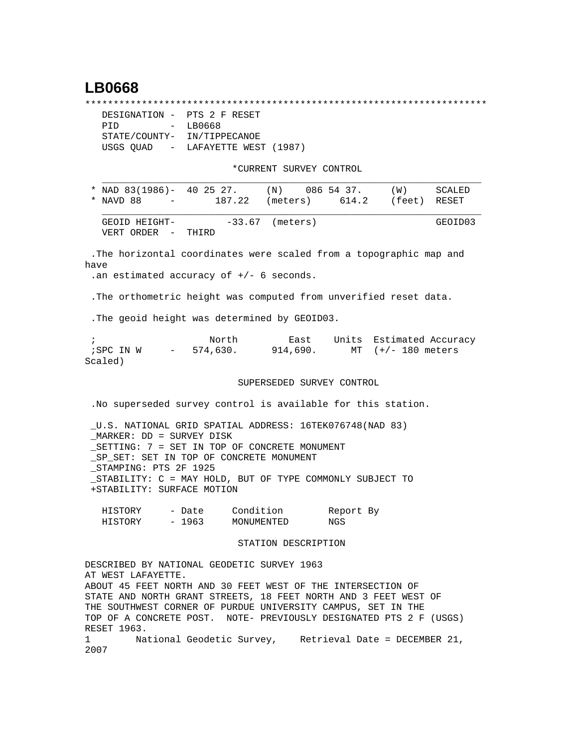# LB0668

```
*********************************************************************
   DESIGNATION -  PTS 2 F RESET
   PID         -  LB0668
   STATE/COUNTY-  IN/TIPPECANOE
   USGS QUAD   -  LAFAYETTE WEST (1987)

                         *CURRENT SURVEY CONTROL
   ___________________________________________________________________
 * NAD 83(1986)-  40 25 27.     (N)    086 54 37.     (W)     SCALED
 * NAVD 88     -       187.22   (meters)     614.2    (feet)  RESET
   ___________________________________________________________________
   GEOID HEIGHT-        -33.67  (meters)                      GEOID03
   VERT ORDER  -  THIRD

 .The horizontal coordinates were scaled from a topographic map and
have
 .an estimated accuracy of +/- 6 seconds.

 .The orthometric height was computed from unverified reset data.

 .The geoid height was determined by GEOID03.

 ;                   North        East    Units  Estimated Accuracy
 ;SPC IN W     -   574,630.     914,690.      MT  (+/- 180 meters
Scaled)

                          SUPERSEDED SURVEY CONTROL

 .No superseded survey control is available for this station.

 _U.S. NATIONAL GRID SPATIAL ADDRESS: 16TEK076748(NAD 83)
 _MARKER: DD = SURVEY DISK
 _SETTING: 7 = SET IN TOP OF CONCRETE MONUMENT
 _SP_SET: SET IN TOP OF CONCRETE MONUMENT
 _STAMPING: PTS 2F 1925
 _STABILITY: C = MAY HOLD, BUT OF TYPE COMMONLY SUBJECT TO
 +STABILITY: SURFACE MOTION

   HISTORY     - Date     Condition        Report By
   HISTORY     - 1963     MONUMENTED       NGS

                          STATION DESCRIPTION

DESCRIBED BY NATIONAL GEODETIC SURVEY 1963
AT WEST LAFAYETTE.
ABOUT 45 FEET NORTH AND 30 FEET WEST OF THE INTERSECTION OF
STATE AND NORTH GRANT STREETS, 18 FEET NORTH AND 3 FEET WEST OF
THE SOUTHWEST CORNER OF PURDUE UNIVERSITY CAMPUS, SET IN THE
TOP OF A CONCRETE POST.  NOTE- PREVIOUSLY DESIGNATED PTS 2 F (USGS)
RESET 1963.
1        National Geodetic Survey,    Retrieval Date = DECEMBER 21,
2007
```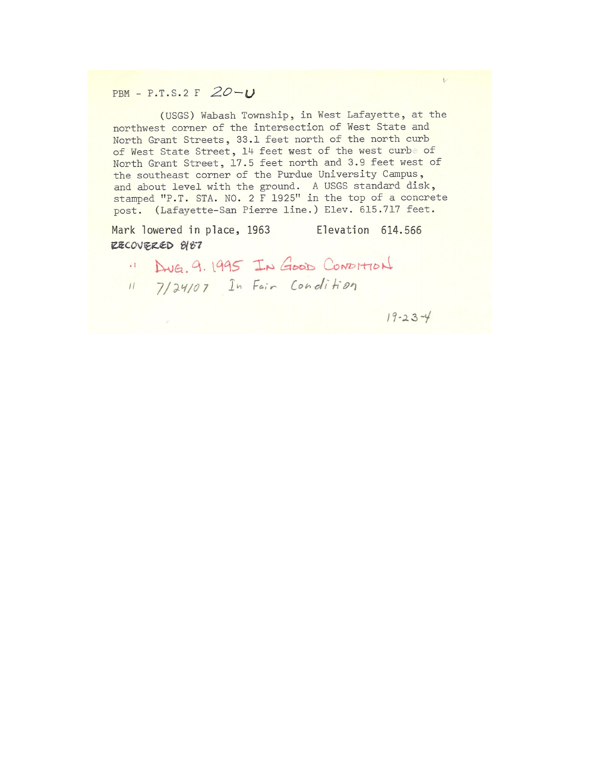PBM - P.T.S.2 F 20-U

(USGS) Wabash Township, in West Lafayette, at the northwest corner of the intersection of West State and North Grant Streets, 33.1 feet north of the north curb of West State Street, 14 feet west of the west curb of North Grant Street, 17.5 feet north and 3.9 feet west of the southeast corner of the Purdue University Campus, and about level with the ground. A USGS standard disk, stamped "P.T. STA. NO. 2 F 1925" in the top of a concrete post. (Lafayette-San Pierre line.) Elev. 615.717 feet.

Mark lowered in place, 1963 Elevation 614.566

RECOVERED 8/87

" AUG. 9. 1995 IN GOOD CONDITION

" 7/24/07 In Fair Condition

19-23-4